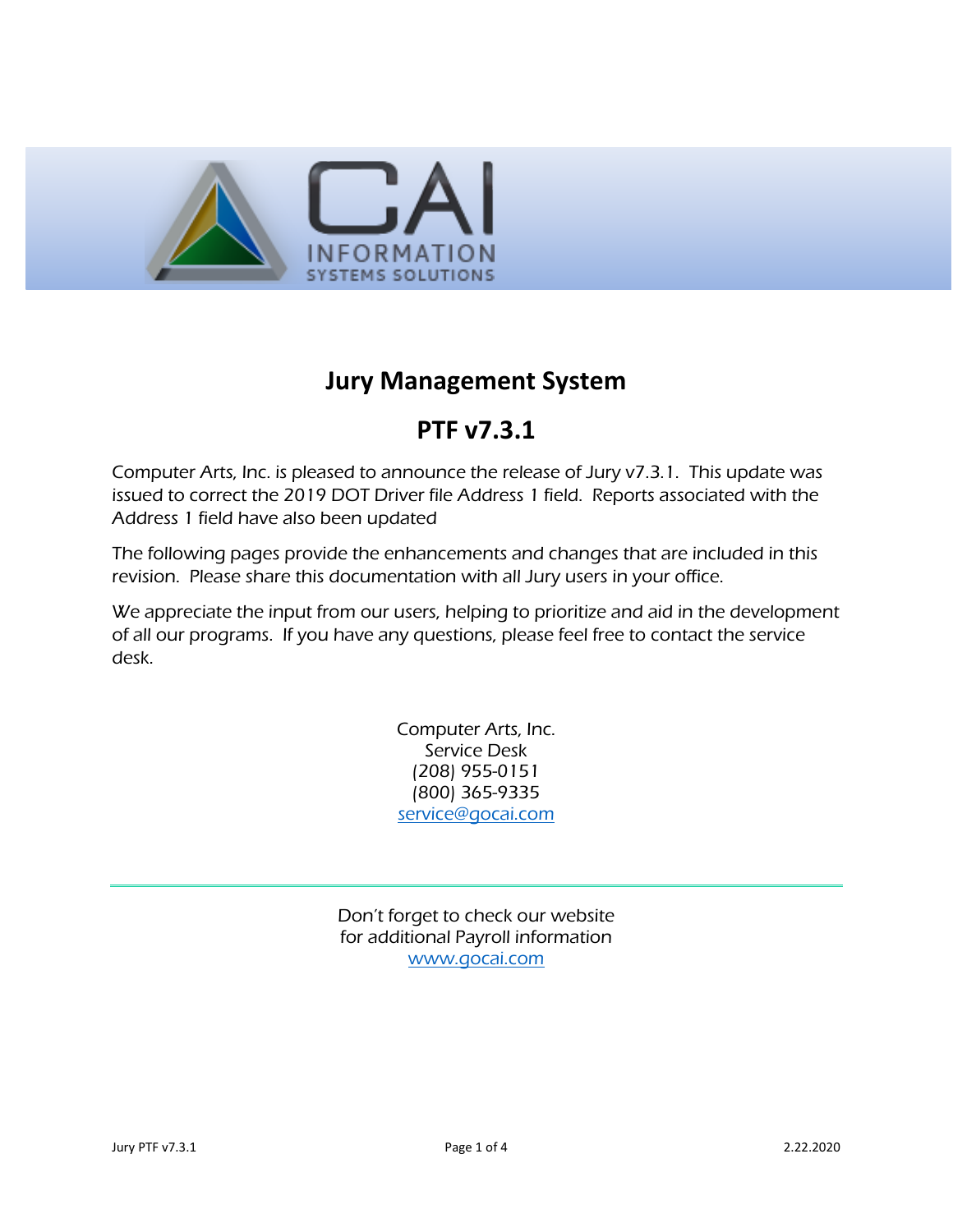CAI INFORMATION SYSTEMS SOLUTIONS

# Jury Management System

# PTF v7.3.1

Computer Arts, Inc. is pleased to announce the release of Jury v7.3.1. This update was issued to correct the 2019 DOT Driver file Address 1 field. Reports associated with the Address 1 field have also been updated

The following pages provide the enhancements and changes that are included in this revision. Please share this documentation with all Jury users in your office.

We appreciate the input from our users, helping to prioritize and aid in the development of all our programs. If you have any questions, please feel free to contact the service desk.

Computer Arts, Inc.
Service Desk
(208) 955-0151
(800) 365-9335
service@gocai.com

---

Don't forget to check our website
for additional Payroll information
www.gocai.com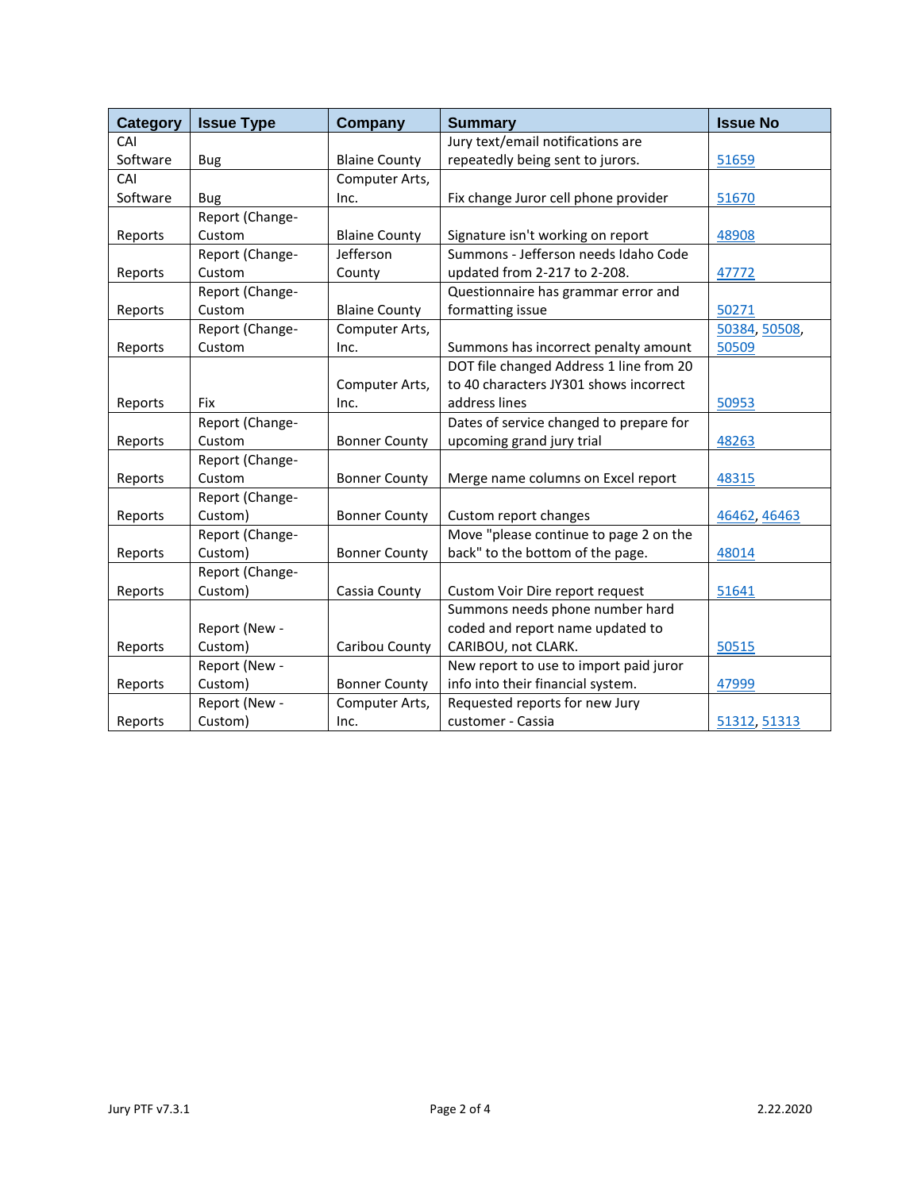| Category | Issue Type | Company | Summary | Issue No |
|---|---|---|---|---|
| CAI Software | Bug | Blaine County | Jury text/email notifications are repeatedly being sent to jurors. | 51659 |
| CAI Software | Bug | Computer Arts, Inc. | Fix change Juror cell phone provider | 51670 |
| Reports | Report (Change-Custom | Blaine County | Signature isn't working on report | 48908 |
| Reports | Report (Change-Custom | Jefferson County | Summons - Jefferson needs Idaho Code updated from 2-217 to 2-208. | 47772 |
| Reports | Report (Change-Custom | Blaine County | Questionnaire has grammar error and formatting issue | 50271 |
| Reports | Report (Change-Custom | Computer Arts, Inc. | Summons has incorrect penalty amount | 50384, 50508, 50509 |
| Reports | Fix | Computer Arts, Inc. | DOT file changed Address 1 line from 20 to 40 characters JY301 shows incorrect address lines | 50953 |
| Reports | Report (Change-Custom | Bonner County | Dates of service changed to prepare for upcoming grand jury trial | 48263 |
| Reports | Report (Change-Custom | Bonner County | Merge name columns on Excel report | 48315 |
| Reports | Report (Change-Custom) | Bonner County | Custom report changes | 46462, 46463 |
| Reports | Report (Change-Custom) | Bonner County | Move "please continue to page 2 on the back" to the bottom of the page. | 48014 |
| Reports | Report (Change-Custom) | Cassia County | Custom Voir Dire report request | 51641 |
| Reports | Report (New - Custom) | Caribou County | Summons needs phone number hard coded and report name updated to CARIBOU, not CLARK. | 50515 |
| Reports | Report (New - Custom) | Bonner County | New report to use to import paid juror info into their financial system. | 47999 |
| Reports | Report (New - Custom) | Computer Arts, Inc. | Requested reports for new Jury customer - Cassia | 51312, 51313 |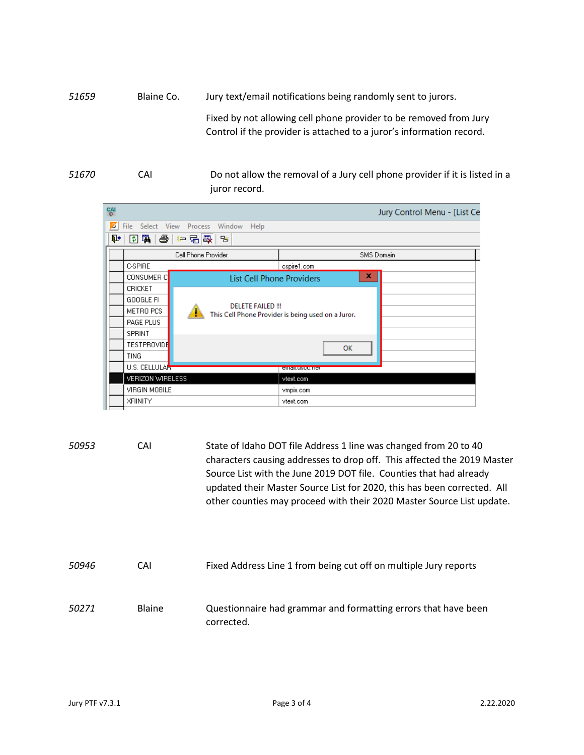| | | |
|---|---|---|
| *51659* | Blaine Co. | Jury text/email notifications being randomly sent to jurors.<br><br>Fixed by not allowing cell phone provider to be removed from Jury Control if the provider is attached to a juror's information record. |
| *51670* | CAI | Do not allow the removal of a Jury cell phone provider if it is listed in a juror record. |
| *50953* | CAI | State of Idaho DOT file Address 1 line was changed from 20 to 40 characters causing addresses to drop off. This affected the 2019 Master Source List with the June 2019 DOT file. Counties that had already updated their Master Source List for 2020, this has been corrected. All other counties may proceed with their 2020 Master Source List update. |
| *50946* | CAI | Fixed Address Line 1 from being cut off on multiple Jury reports |
| *50271* | Blaine | Questionnaire had grammar and formatting errors that have been corrected. |

Jury PTF v7.3.1 — 2.22.2020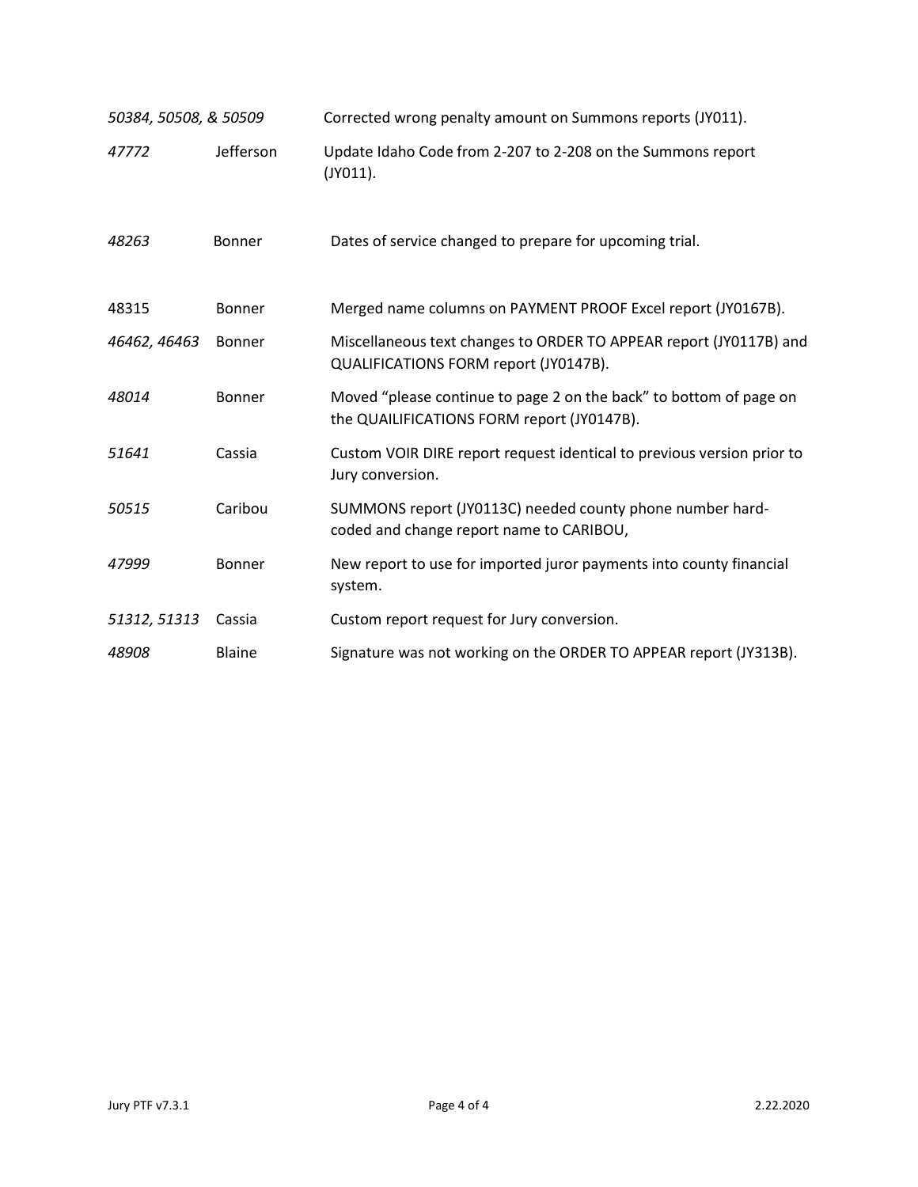| | | |
|---|---|---|
| *50384, 50508, & 50509* | | Corrected wrong penalty amount on Summons reports (JY011). |
| *47772* | Jefferson | Update Idaho Code from 2-207 to 2-208 on the Summons report (JY011). |
| *48263* | Bonner | Dates of service changed to prepare for upcoming trial. |
| 48315 | Bonner | Merged name columns on PAYMENT PROOF Excel report (JY0167B). |
| *46462, 46463* | Bonner | Miscellaneous text changes to ORDER TO APPEAR report (JY0117B) and QUALIFICATIONS FORM report (JY0147B). |
| *48014* | Bonner | Moved "please continue to page 2 on the back" to bottom of page on the QUAILIFICATIONS FORM report (JY0147B). |
| *51641* | Cassia | Custom VOIR DIRE report request identical to previous version prior to Jury conversion. |
| *50515* | Caribou | SUMMONS report (JY0113C) needed county phone number hard-coded and change report name to CARIBOU, |
| *47999* | Bonner | New report to use for imported juror payments into county financial system. |
| *51312, 51313* | Cassia | Custom report request for Jury conversion. |
| *48908* | Blaine | Signature was not working on the ORDER TO APPEAR report (JY313B). |